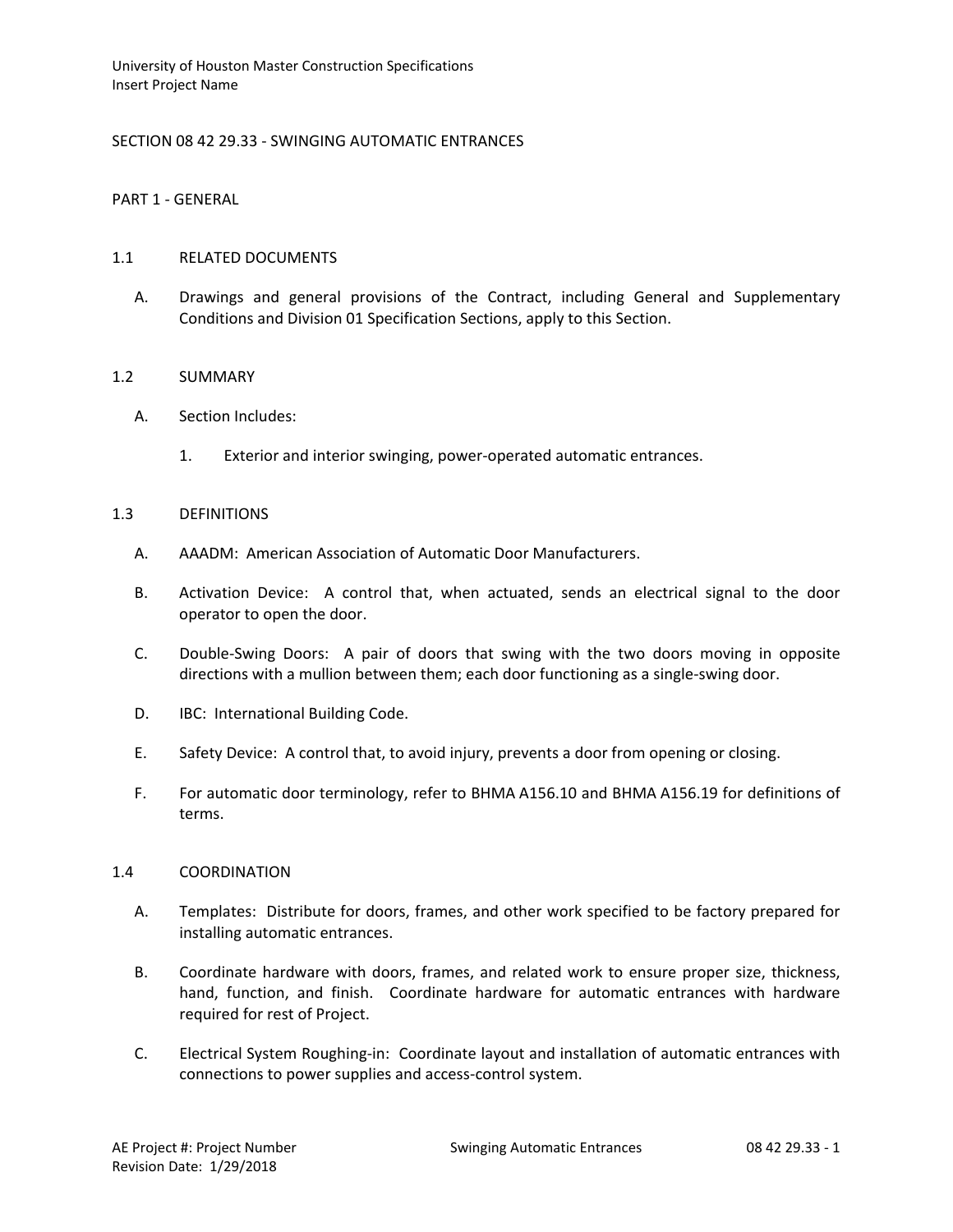# SECTION 08 42 29.33 - SWINGING AUTOMATIC ENTRANCES

## PART 1 - GENERAL

### 1.1 RELATED DOCUMENTS

A. Drawings and general provisions of the Contract, including General and Supplementary Conditions and Division 01 Specification Sections, apply to this Section.

### 1.2 SUMMARY

A. Section Includes:

1. Exterior and interior swinging, power-operated automatic entrances.

### 1.3 DEFINITIONS

A. AAADM: American Association of Automatic Door Manufacturers.

B. Activation Device: A control that, when actuated, sends an electrical signal to the door operator to open the door.

C. Double-Swing Doors: A pair of doors that swing with the two doors moving in opposite directions with a mullion between them; each door functioning as a single-swing door.

D. IBC: International Building Code.

E. Safety Device: A control that, to avoid injury, prevents a door from opening or closing.

F. For automatic door terminology, refer to BHMA A156.10 and BHMA A156.19 for definitions of terms.

### 1.4 COORDINATION

A. Templates: Distribute for doors, frames, and other work specified to be factory prepared for installing automatic entrances.

B. Coordinate hardware with doors, frames, and related work to ensure proper size, thickness, hand, function, and finish. Coordinate hardware for automatic entrances with hardware required for rest of Project.

C. Electrical System Roughing-in: Coordinate layout and installation of automatic entrances with connections to power supplies and access-control system.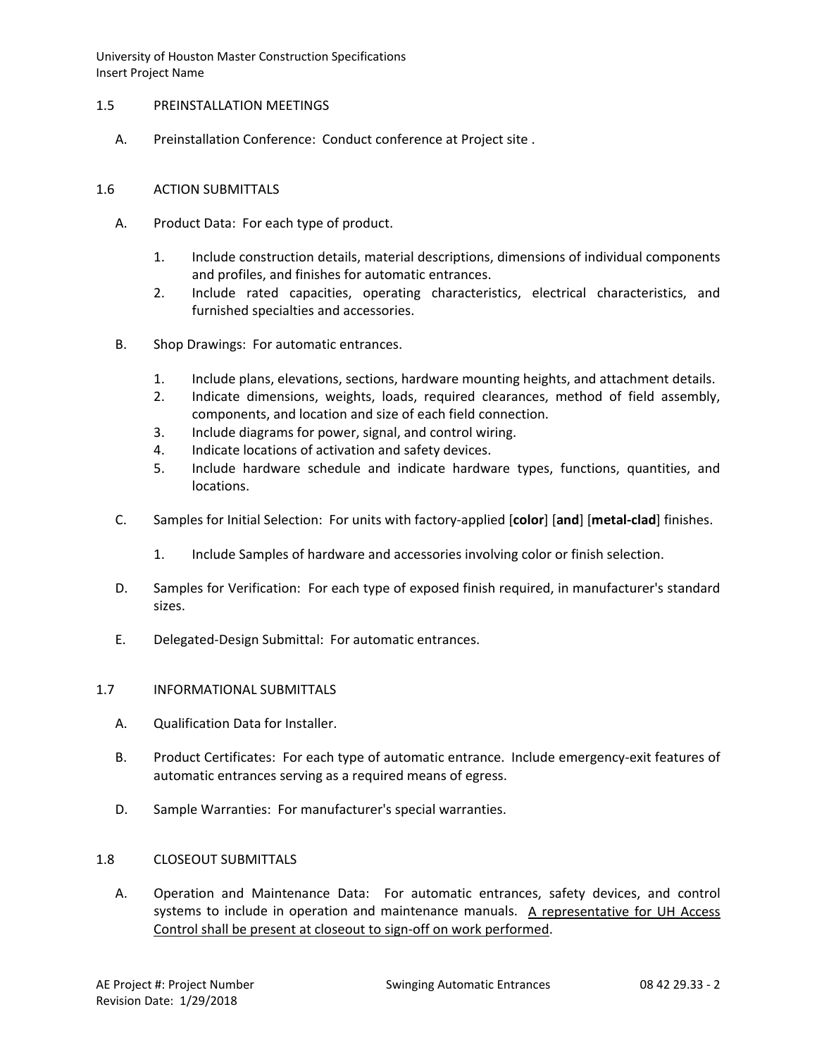## 1.5 PREINSTALLATION MEETINGS

A. Preinstallation Conference: Conduct conference at Project site .

## 1.6 ACTION SUBMITTALS

A. Product Data: For each type of product.

1. Include construction details, material descriptions, dimensions of individual components and profiles, and finishes for automatic entrances.
2. Include rated capacities, operating characteristics, electrical characteristics, and furnished specialties and accessories.

B. Shop Drawings: For automatic entrances.

1. Include plans, elevations, sections, hardware mounting heights, and attachment details.
2. Indicate dimensions, weights, loads, required clearances, method of field assembly, components, and location and size of each field connection.
3. Include diagrams for power, signal, and control wiring.
4. Indicate locations of activation and safety devices.
5. Include hardware schedule and indicate hardware types, functions, quantities, and locations.

C. Samples for Initial Selection: For units with factory-applied [**color**] [**and**] [**metal-clad**] finishes.

1. Include Samples of hardware and accessories involving color or finish selection.

D. Samples for Verification: For each type of exposed finish required, in manufacturer's standard sizes.

E. Delegated-Design Submittal: For automatic entrances.

## 1.7 INFORMATIONAL SUBMITTALS

A. Qualification Data for Installer.

B. Product Certificates: For each type of automatic entrance. Include emergency-exit features of automatic entrances serving as a required means of egress.

D. Sample Warranties: For manufacturer's special warranties.

## 1.8 CLOSEOUT SUBMITTALS

A. Operation and Maintenance Data: For automatic entrances, safety devices, and control systems to include in operation and maintenance manuals. <u>A representative for UH Access Control shall be present at closeout to sign-off on work performed</u>.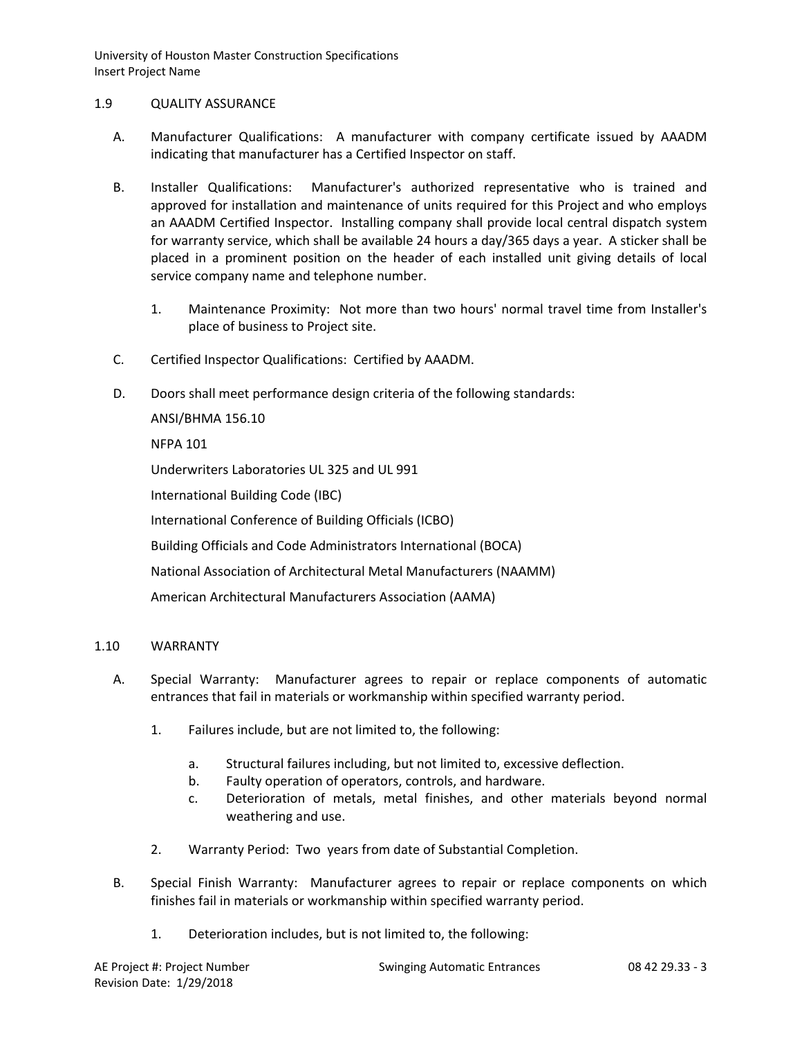1.9 QUALITY ASSURANCE

A. Manufacturer Qualifications: A manufacturer with company certificate issued by AAADM indicating that manufacturer has a Certified Inspector on staff.

B. Installer Qualifications: Manufacturer's authorized representative who is trained and approved for installation and maintenance of units required for this Project and who employs an AAADM Certified Inspector. Installing company shall provide local central dispatch system for warranty service, which shall be available 24 hours a day/365 days a year. A sticker shall be placed in a prominent position on the header of each installed unit giving details of local service company name and telephone number.

   1. Maintenance Proximity: Not more than two hours' normal travel time from Installer's place of business to Project site.

C. Certified Inspector Qualifications: Certified by AAADM.

D. Doors shall meet performance design criteria of the following standards:

   ANSI/BHMA 156.10

   NFPA 101

   Underwriters Laboratories UL 325 and UL 991

   International Building Code (IBC)

   International Conference of Building Officials (ICBO)

   Building Officials and Code Administrators International (BOCA)

   National Association of Architectural Metal Manufacturers (NAAMM)

   American Architectural Manufacturers Association (AAMA)

1.10 WARRANTY

A. Special Warranty: Manufacturer agrees to repair or replace components of automatic entrances that fail in materials or workmanship within specified warranty period.

   1. Failures include, but are not limited to, the following:

      a. Structural failures including, but not limited to, excessive deflection.
      b. Faulty operation of operators, controls, and hardware.
      c. Deterioration of metals, metal finishes, and other materials beyond normal weathering and use.

   2. Warranty Period: Two years from date of Substantial Completion.

B. Special Finish Warranty: Manufacturer agrees to repair or replace components on which finishes fail in materials or workmanship within specified warranty period.

   1. Deterioration includes, but is not limited to, the following: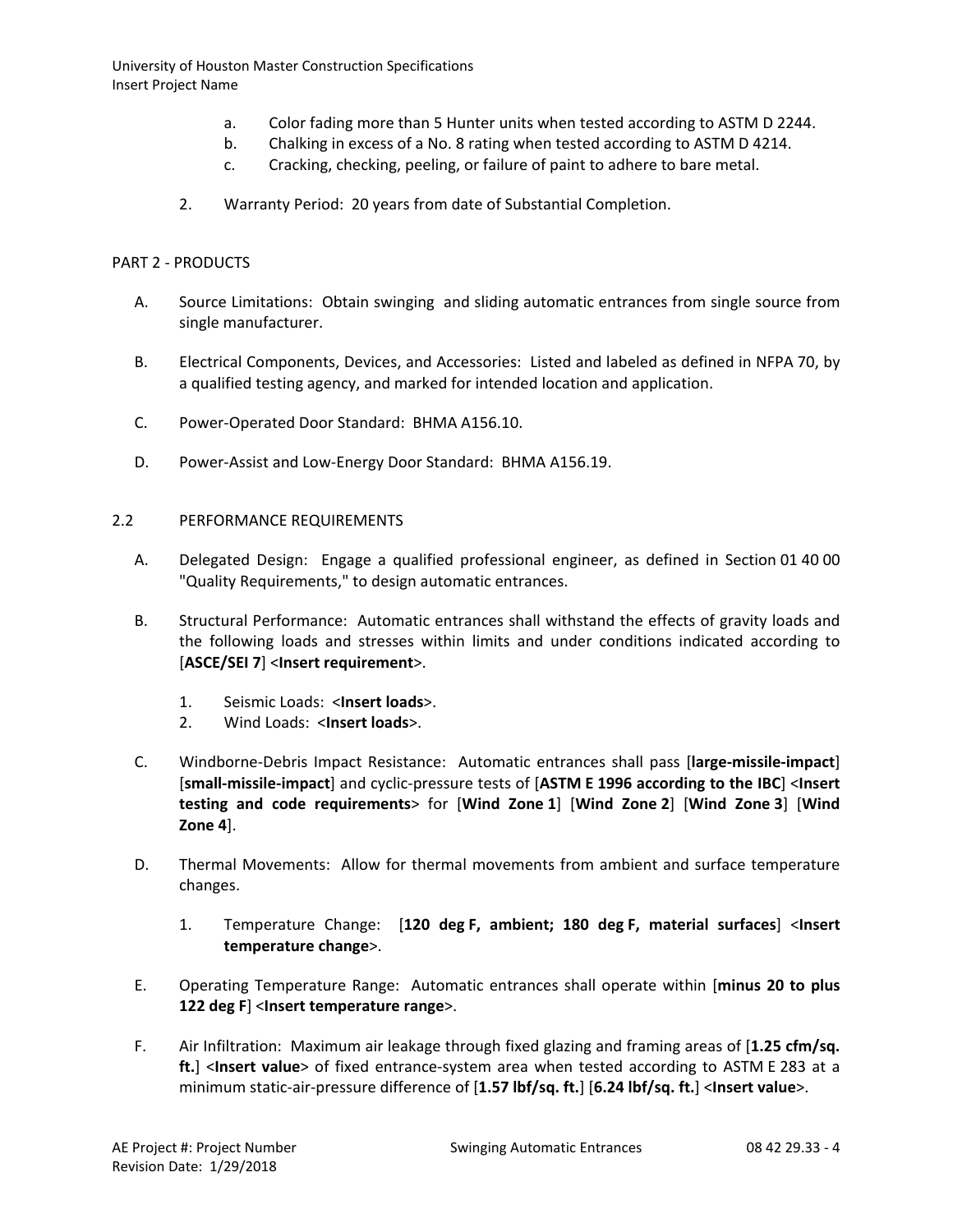a. Color fading more than 5 Hunter units when tested according to ASTM D 2244.
b. Chalking in excess of a No. 8 rating when tested according to ASTM D 4214.
c. Cracking, checking, peeling, or failure of paint to adhere to bare metal.

2. Warranty Period: 20 years from date of Substantial Completion.

## PART 2 - PRODUCTS

A. Source Limitations: Obtain swinging and sliding automatic entrances from single source from single manufacturer.

B. Electrical Components, Devices, and Accessories: Listed and labeled as defined in NFPA 70, by a qualified testing agency, and marked for intended location and application.

C. Power-Operated Door Standard: BHMA A156.10.

D. Power-Assist and Low-Energy Door Standard: BHMA A156.19.

### 2.2 PERFORMANCE REQUIREMENTS

A. Delegated Design: Engage a qualified professional engineer, as defined in Section 01 40 00 "Quality Requirements," to design automatic entrances.

B. Structural Performance: Automatic entrances shall withstand the effects of gravity loads and the following loads and stresses within limits and under conditions indicated according to [**ASCE/SEI 7**] <**Insert requirement**>.

1. Seismic Loads: <**Insert loads**>.
2. Wind Loads: <**Insert loads**>.

C. Windborne-Debris Impact Resistance: Automatic entrances shall pass [**large-missile-impact**] [**small-missile-impact**] and cyclic-pressure tests of [**ASTM E 1996 according to the IBC**] <**Insert testing and code requirements**> for [**Wind Zone 1**] [**Wind Zone 2**] [**Wind Zone 3**] [**Wind Zone 4**].

D. Thermal Movements: Allow for thermal movements from ambient and surface temperature changes.

1. Temperature Change: [**120 deg F, ambient; 180 deg F, material surfaces**] <**Insert temperature change**>.

E. Operating Temperature Range: Automatic entrances shall operate within [**minus 20 to plus 122 deg F**] <**Insert temperature range**>.

F. Air Infiltration: Maximum air leakage through fixed glazing and framing areas of [**1.25 cfm/sq. ft.**] <**Insert value**> of fixed entrance-system area when tested according to ASTM E 283 at a minimum static-air-pressure difference of [**1.57 lbf/sq. ft.**] [**6.24 lbf/sq. ft.**] <**Insert value**>.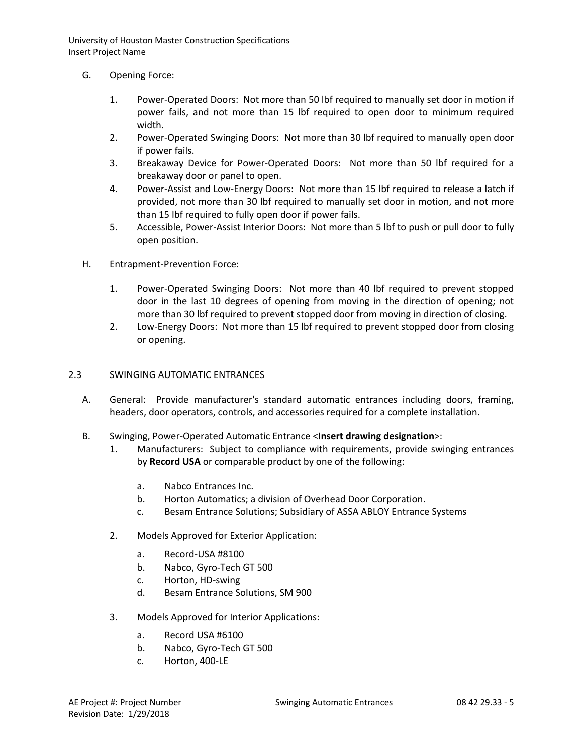G. Opening Force:

1. Power-Operated Doors: Not more than 50 lbf required to manually set door in motion if power fails, and not more than 15 lbf required to open door to minimum required width.
2. Power-Operated Swinging Doors: Not more than 30 lbf required to manually open door if power fails.
3. Breakaway Device for Power-Operated Doors: Not more than 50 lbf required for a breakaway door or panel to open.
4. Power-Assist and Low-Energy Doors: Not more than 15 lbf required to release a latch if provided, not more than 30 lbf required to manually set door in motion, and not more than 15 lbf required to fully open door if power fails.
5. Accessible, Power-Assist Interior Doors: Not more than 5 lbf to push or pull door to fully open position.

H. Entrapment-Prevention Force:

1. Power-Operated Swinging Doors: Not more than 40 lbf required to prevent stopped door in the last 10 degrees of opening from moving in the direction of opening; not more than 30 lbf required to prevent stopped door from moving in direction of closing.
2. Low-Energy Doors: Not more than 15 lbf required to prevent stopped door from closing or opening.

## 2.3 SWINGING AUTOMATIC ENTRANCES

A. General: Provide manufacturer's standard automatic entrances including doors, framing, headers, door operators, controls, and accessories required for a complete installation.

B. Swinging, Power-Operated Automatic Entrance <**Insert drawing designation**>:

1. Manufacturers: Subject to compliance with requirements, provide swinging entrances by **Record USA** or comparable product by one of the following:

   a. Nabco Entrances Inc.
   b. Horton Automatics; a division of Overhead Door Corporation.
   c. Besam Entrance Solutions; Subsidiary of ASSA ABLOY Entrance Systems

2. Models Approved for Exterior Application:

   a. Record-USA #8100
   b. Nabco, Gyro-Tech GT 500
   c. Horton, HD-swing
   d. Besam Entrance Solutions, SM 900

3. Models Approved for Interior Applications:

   a. Record USA #6100
   b. Nabco, Gyro-Tech GT 500
   c. Horton, 400-LE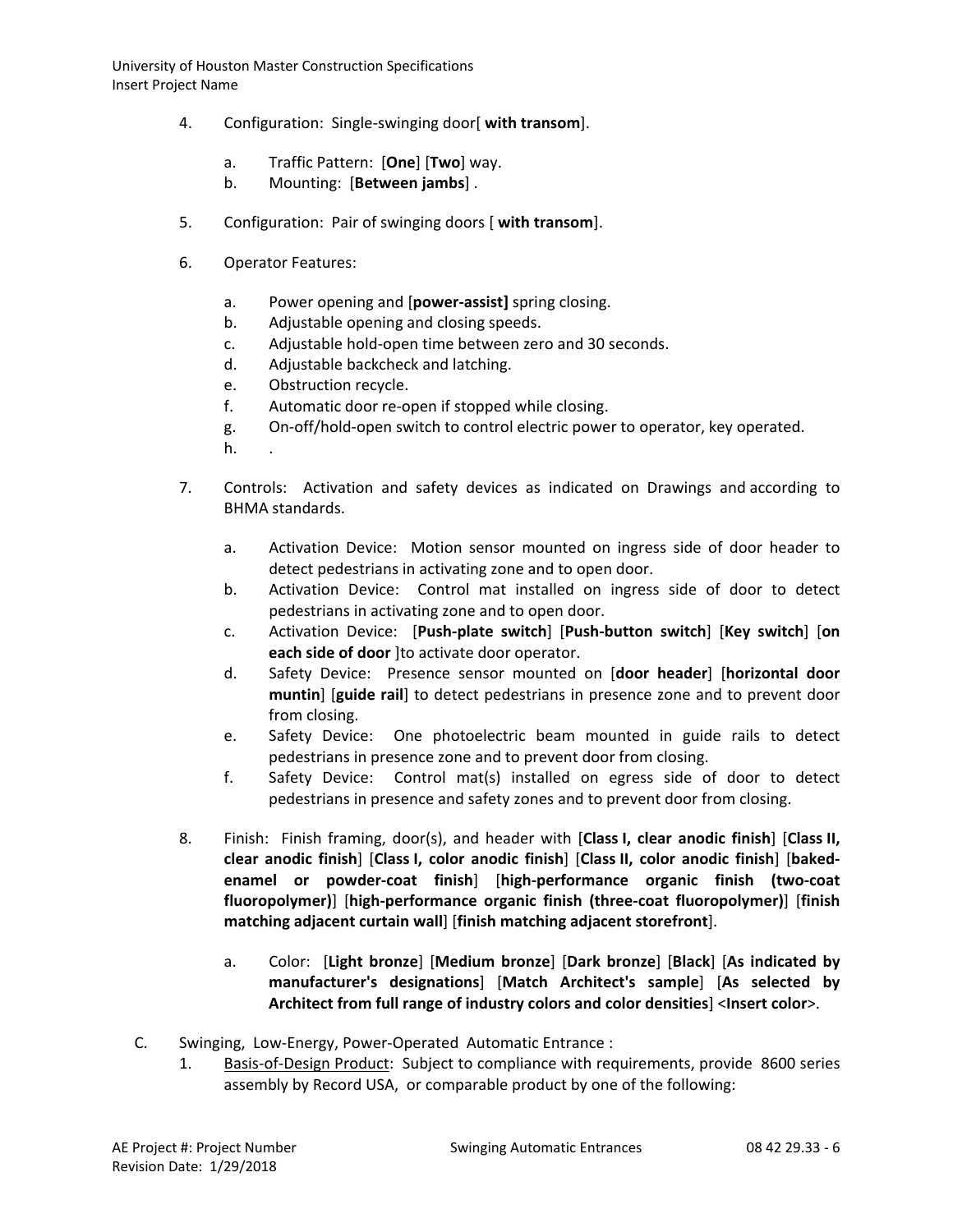4. Configuration: Single-swinging door[ **with transom**].

    a. Traffic Pattern: [**One**] [**Two**] way.
    b. Mounting: [**Between jambs**] .

5. Configuration: Pair of swinging doors [ **with transom**].

6. Operator Features:

    a. Power opening and [**power-assist]** spring closing.
    b. Adjustable opening and closing speeds.
    c. Adjustable hold-open time between zero and 30 seconds.
    d. Adjustable backcheck and latching.
    e. Obstruction recycle.
    f. Automatic door re-open if stopped while closing.
    g. On-off/hold-open switch to control electric power to operator, key operated.
    h. .

7. Controls: Activation and safety devices as indicated on Drawings and according to BHMA standards.

    a. Activation Device: Motion sensor mounted on ingress side of door header to detect pedestrians in activating zone and to open door.
    b. Activation Device: Control mat installed on ingress side of door to detect pedestrians in activating zone and to open door.
    c. Activation Device: [**Push-plate switch**] [**Push-button switch**] [**Key switch**] [**on each side of door** ]to activate door operator.
    d. Safety Device: Presence sensor mounted on [**door header**] [**horizontal door muntin**] [**guide rail**] to detect pedestrians in presence zone and to prevent door from closing.
    e. Safety Device: One photoelectric beam mounted in guide rails to detect pedestrians in presence zone and to prevent door from closing.
    f. Safety Device: Control mat(s) installed on egress side of door to detect pedestrians in presence and safety zones and to prevent door from closing.

8. Finish: Finish framing, door(s), and header with [**Class I, clear anodic finish**] [**Class II, clear anodic finish**] [**Class I, color anodic finish**] [**Class II, color anodic finish**] [**baked-enamel or powder-coat finish**] [**high-performance organic finish (two-coat fluoropolymer)**] [**high-performance organic finish (three-coat fluoropolymer)**] [**finish matching adjacent curtain wall**] [**finish matching adjacent storefront**].

    a. Color: [**Light bronze**] [**Medium bronze**] [**Dark bronze**] [**Black**] [**As indicated by manufacturer's designations**] [**Match Architect's sample**] [**As selected by Architect from full range of industry colors and color densities**] <**Insert color**>.

C. Swinging, Low-Energy, Power-Operated Automatic Entrance :

1. Basis-of-Design Product: Subject to compliance with requirements, provide 8600 series assembly by Record USA, or comparable product by one of the following: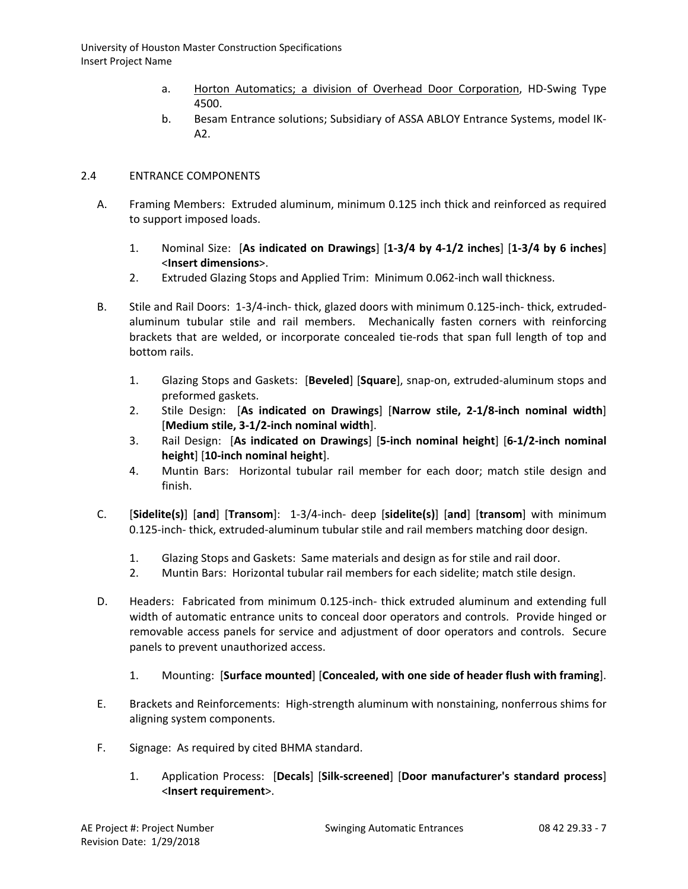a. Horton Automatics; a division of Overhead Door Corporation, HD-Swing Type 4500.
b. Besam Entrance solutions; Subsidiary of ASSA ABLOY Entrance Systems, model IK-A2.

## 2.4 ENTRANCE COMPONENTS

A. Framing Members: Extruded aluminum, minimum 0.125 inch thick and reinforced as required to support imposed loads.

1. Nominal Size: [**As indicated on Drawings**] [**1-3/4 by 4-1/2 inches**] [**1-3/4 by 6 inches**] <**Insert dimensions**>.
2. Extruded Glazing Stops and Applied Trim: Minimum 0.062-inch wall thickness.

B. Stile and Rail Doors: 1-3/4-inch- thick, glazed doors with minimum 0.125-inch- thick, extruded-aluminum tubular stile and rail members. Mechanically fasten corners with reinforcing brackets that are welded, or incorporate concealed tie-rods that span full length of top and bottom rails.

1. Glazing Stops and Gaskets: [**Beveled**] [**Square**], snap-on, extruded-aluminum stops and preformed gaskets.
2. Stile Design: [**As indicated on Drawings**] [**Narrow stile, 2-1/8-inch nominal width**] [**Medium stile, 3-1/2-inch nominal width**].
3. Rail Design: [**As indicated on Drawings**] [**5-inch nominal height**] [**6-1/2-inch nominal height**] [**10-inch nominal height**].
4. Muntin Bars: Horizontal tubular rail member for each door; match stile design and finish.

C. [**Sidelite(s)**] [**and**] [**Transom**]: 1-3/4-inch- deep [**sidelite(s)**] [**and**] [**transom**] with minimum 0.125-inch- thick, extruded-aluminum tubular stile and rail members matching door design.

1. Glazing Stops and Gaskets: Same materials and design as for stile and rail door.
2. Muntin Bars: Horizontal tubular rail members for each sidelite; match stile design.

D. Headers: Fabricated from minimum 0.125-inch- thick extruded aluminum and extending full width of automatic entrance units to conceal door operators and controls. Provide hinged or removable access panels for service and adjustment of door operators and controls. Secure panels to prevent unauthorized access.

1. Mounting: [**Surface mounted**] [**Concealed, with one side of header flush with framing**].

E. Brackets and Reinforcements: High-strength aluminum with nonstaining, nonferrous shims for aligning system components.

F. Signage: As required by cited BHMA standard.

1. Application Process: [**Decals**] [**Silk-screened**] [**Door manufacturer's standard process**] <**Insert requirement**>.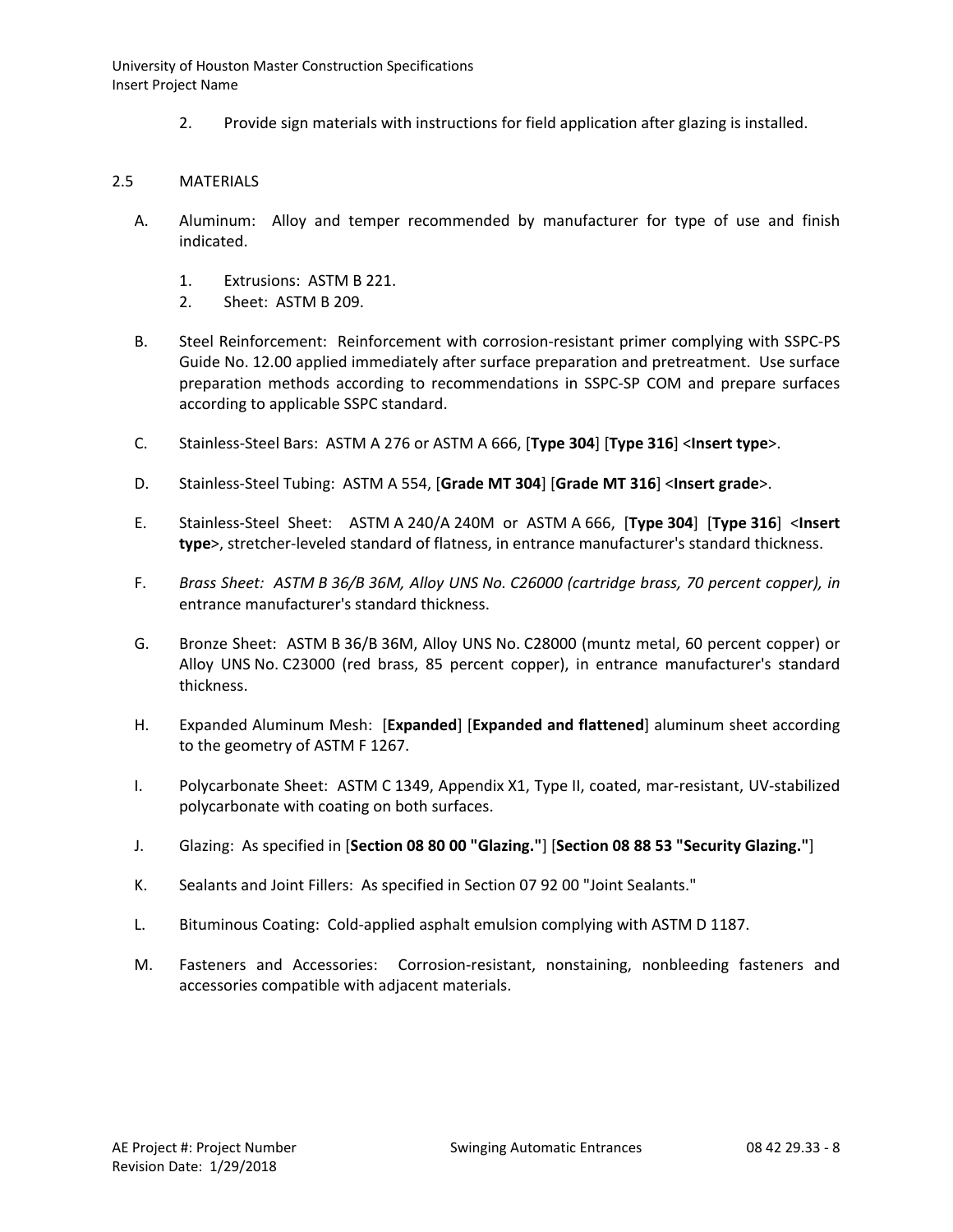2. Provide sign materials with instructions for field application after glazing is installed.

## 2.5 MATERIALS

A. Aluminum: Alloy and temper recommended by manufacturer for type of use and finish indicated.

1. Extrusions: ASTM B 221.
2. Sheet: ASTM B 209.

B. Steel Reinforcement: Reinforcement with corrosion-resistant primer complying with SSPC-PS Guide No. 12.00 applied immediately after surface preparation and pretreatment. Use surface preparation methods according to recommendations in SSPC-SP COM and prepare surfaces according to applicable SSPC standard.

C. Stainless-Steel Bars: ASTM A 276 or ASTM A 666, [**Type 304**] [**Type 316**] <**Insert type**>.

D. Stainless-Steel Tubing: ASTM A 554, [**Grade MT 304**] [**Grade MT 316**] <**Insert grade**>.

E. Stainless-Steel Sheet: ASTM A 240/A 240M or ASTM A 666, [**Type 304**] [**Type 316**] <**Insert type**>, stretcher-leveled standard of flatness, in entrance manufacturer's standard thickness.

F. *Brass Sheet: ASTM B 36/B 36M, Alloy UNS No. C26000 (cartridge brass, 70 percent copper), in* entrance manufacturer's standard thickness.

G. Bronze Sheet: ASTM B 36/B 36M, Alloy UNS No. C28000 (muntz metal, 60 percent copper) or Alloy UNS No. C23000 (red brass, 85 percent copper), in entrance manufacturer's standard thickness.

H. Expanded Aluminum Mesh: [**Expanded**] [**Expanded and flattened**] aluminum sheet according to the geometry of ASTM F 1267.

I. Polycarbonate Sheet: ASTM C 1349, Appendix X1, Type II, coated, mar-resistant, UV-stabilized polycarbonate with coating on both surfaces.

J. Glazing: As specified in [**Section 08 80 00 "Glazing."**] [**Section 08 88 53 "Security Glazing."**]

K. Sealants and Joint Fillers: As specified in Section 07 92 00 "Joint Sealants."

L. Bituminous Coating: Cold-applied asphalt emulsion complying with ASTM D 1187.

M. Fasteners and Accessories: Corrosion-resistant, nonstaining, nonbleeding fasteners and accessories compatible with adjacent materials.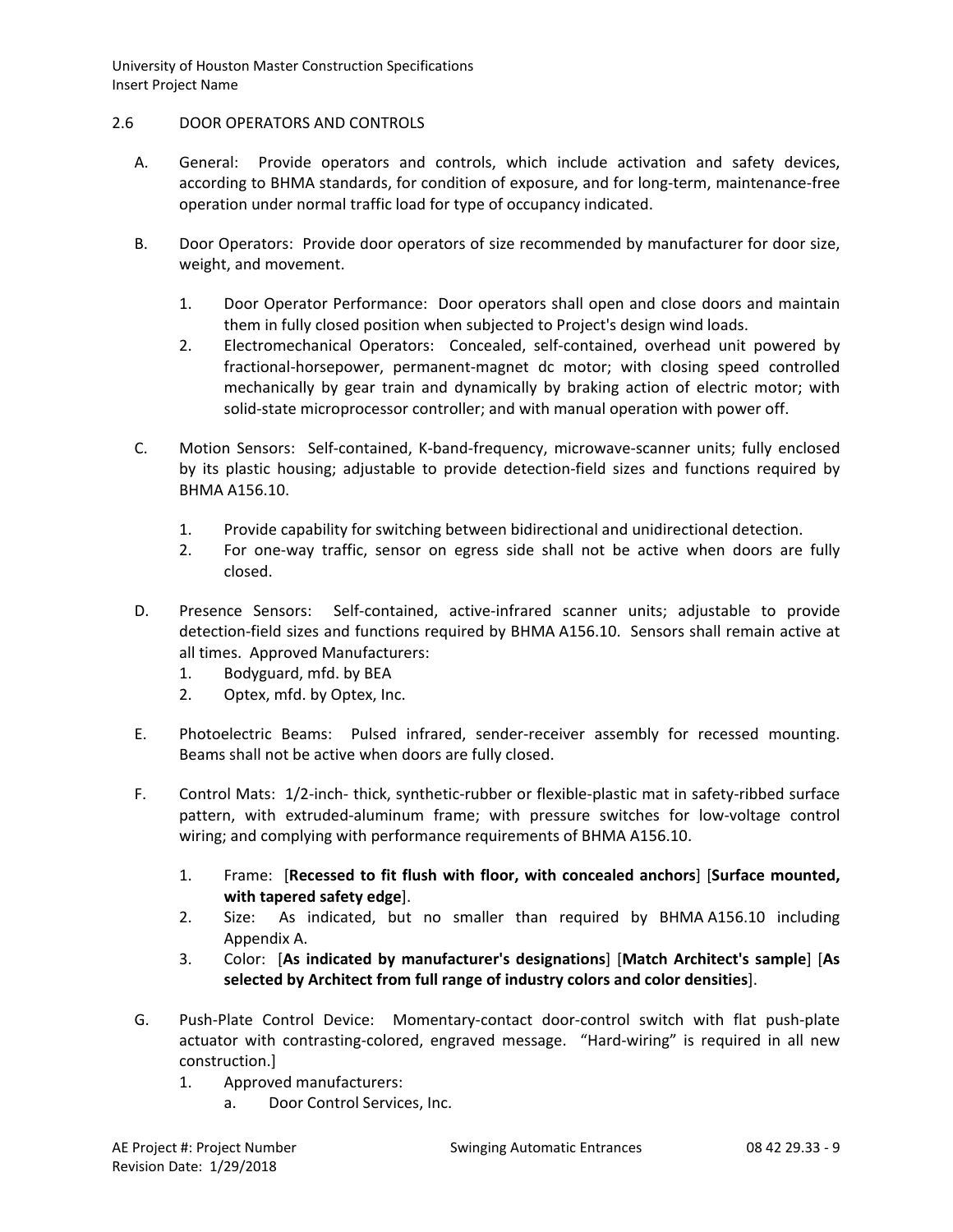## 2.6 DOOR OPERATORS AND CONTROLS

A. General: Provide operators and controls, which include activation and safety devices, according to BHMA standards, for condition of exposure, and for long-term, maintenance-free operation under normal traffic load for type of occupancy indicated.

B. Door Operators: Provide door operators of size recommended by manufacturer for door size, weight, and movement.

   1. Door Operator Performance: Door operators shall open and close doors and maintain them in fully closed position when subjected to Project's design wind loads.
   2. Electromechanical Operators: Concealed, self-contained, overhead unit powered by fractional-horsepower, permanent-magnet dc motor; with closing speed controlled mechanically by gear train and dynamically by braking action of electric motor; with solid-state microprocessor controller; and with manual operation with power off.

C. Motion Sensors: Self-contained, K-band-frequency, microwave-scanner units; fully enclosed by its plastic housing; adjustable to provide detection-field sizes and functions required by BHMA A156.10.

   1. Provide capability for switching between bidirectional and unidirectional detection.
   2. For one-way traffic, sensor on egress side shall not be active when doors are fully closed.

D. Presence Sensors: Self-contained, active-infrared scanner units; adjustable to provide detection-field sizes and functions required by BHMA A156.10. Sensors shall remain active at all times. Approved Manufacturers:
   1. Bodyguard, mfd. by BEA
   2. Optex, mfd. by Optex, Inc.

E. Photoelectric Beams: Pulsed infrared, sender-receiver assembly for recessed mounting. Beams shall not be active when doors are fully closed.

F. Control Mats: 1/2-inch- thick, synthetic-rubber or flexible-plastic mat in safety-ribbed surface pattern, with extruded-aluminum frame; with pressure switches for low-voltage control wiring; and complying with performance requirements of BHMA A156.10.

   1. Frame: [**Recessed to fit flush with floor, with concealed anchors**] [**Surface mounted, with tapered safety edge**].
   2. Size: As indicated, but no smaller than required by BHMA A156.10 including Appendix A.
   3. Color: [**As indicated by manufacturer's designations**] [**Match Architect's sample**] [**As selected by Architect from full range of industry colors and color densities**].

G. Push-Plate Control Device: Momentary-contact door-control switch with flat push-plate actuator with contrasting-colored, engraved message. "Hard-wiring" is required in all new construction.]
   1. Approved manufacturers:
      a. Door Control Services, Inc.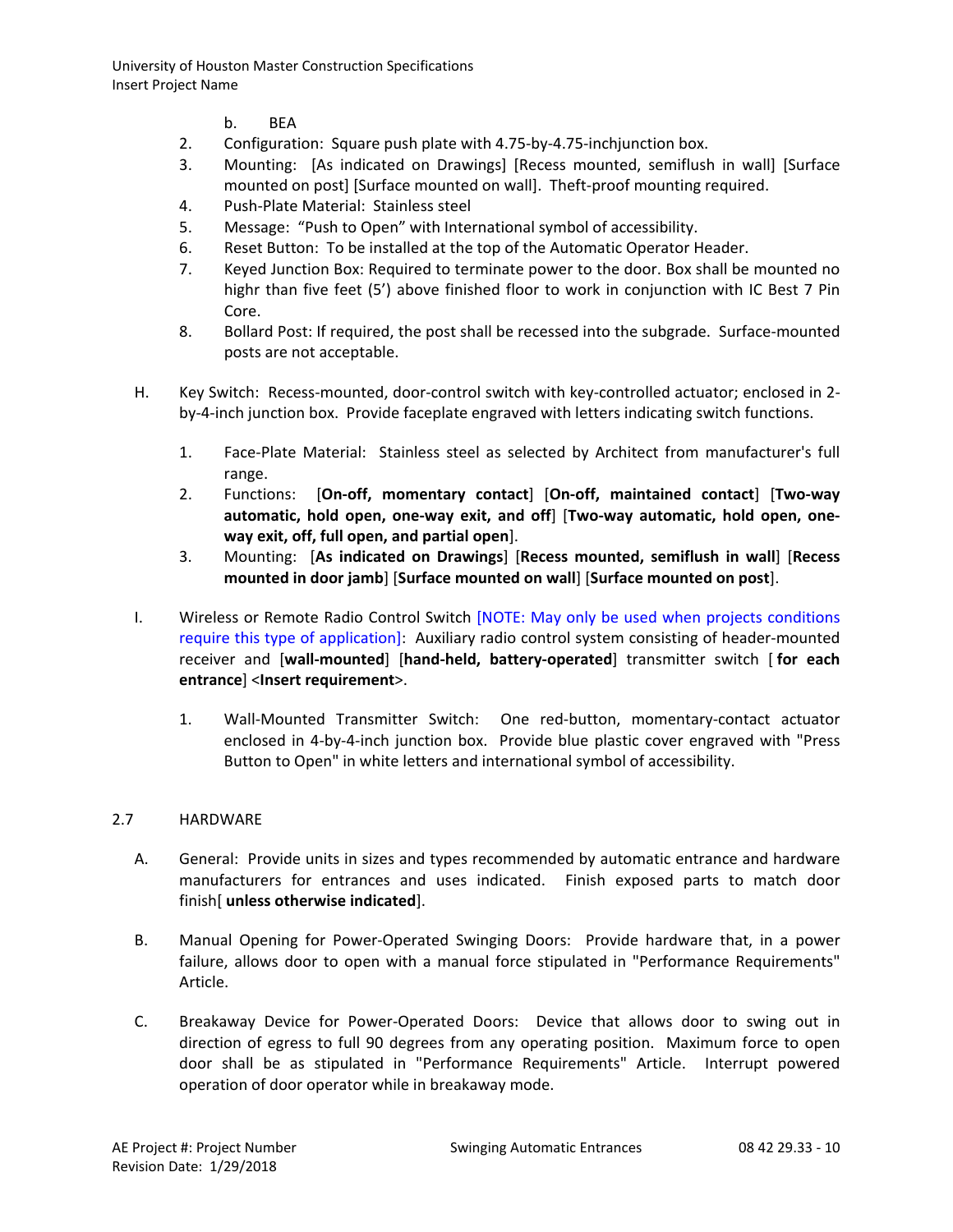b. BEA

2. Configuration: Square push plate with 4.75-by-4.75-inchjunction box.
3. Mounting: [As indicated on Drawings] [Recess mounted, semiflush in wall] [Surface mounted on post] [Surface mounted on wall]. Theft-proof mounting required.
4. Push-Plate Material: Stainless steel
5. Message: “Push to Open” with International symbol of accessibility.
6. Reset Button: To be installed at the top of the Automatic Operator Header.
7. Keyed Junction Box: Required to terminate power to the door. Box shall be mounted no highr than five feet (5’) above finished floor to work in conjunction with IC Best 7 Pin Core.
8. Bollard Post: If required, the post shall be recessed into the subgrade. Surface-mounted posts are not acceptable.

H. Key Switch: Recess-mounted, door-control switch with key-controlled actuator; enclosed in 2-by-4-inch junction box. Provide faceplate engraved with letters indicating switch functions.

1. Face-Plate Material: Stainless steel as selected by Architect from manufacturer's full range.
2. Functions: [**On-off, momentary contact**] [**On-off, maintained contact**] [**Two-way automatic, hold open, one-way exit, and off**] [**Two-way automatic, hold open, one-way exit, off, full open, and partial open**].
3. Mounting: [**As indicated on Drawings**] [**Recess mounted, semiflush in wall**] [**Recess mounted in door jamb**] [**Surface mounted on wall**] [**Surface mounted on post**].

I. Wireless or Remote Radio Control Switch [NOTE: May only be used when projects conditions require this type of application]: Auxiliary radio control system consisting of header-mounted receiver and [**wall-mounted**] [**hand-held, battery-operated**] transmitter switch [ **for each entrance**] <**Insert requirement**>.

1. Wall-Mounted Transmitter Switch: One red-button, momentary-contact actuator enclosed in 4-by-4-inch junction box. Provide blue plastic cover engraved with "Press Button to Open" in white letters and international symbol of accessibility.

## 2.7 HARDWARE

A. General: Provide units in sizes and types recommended by automatic entrance and hardware manufacturers for entrances and uses indicated. Finish exposed parts to match door finish[ **unless otherwise indicated**].

B. Manual Opening for Power-Operated Swinging Doors: Provide hardware that, in a power failure, allows door to open with a manual force stipulated in "Performance Requirements" Article.

C. Breakaway Device for Power-Operated Doors: Device that allows door to swing out in direction of egress to full 90 degrees from any operating position. Maximum force to open door shall be as stipulated in "Performance Requirements" Article. Interrupt powered operation of door operator while in breakaway mode.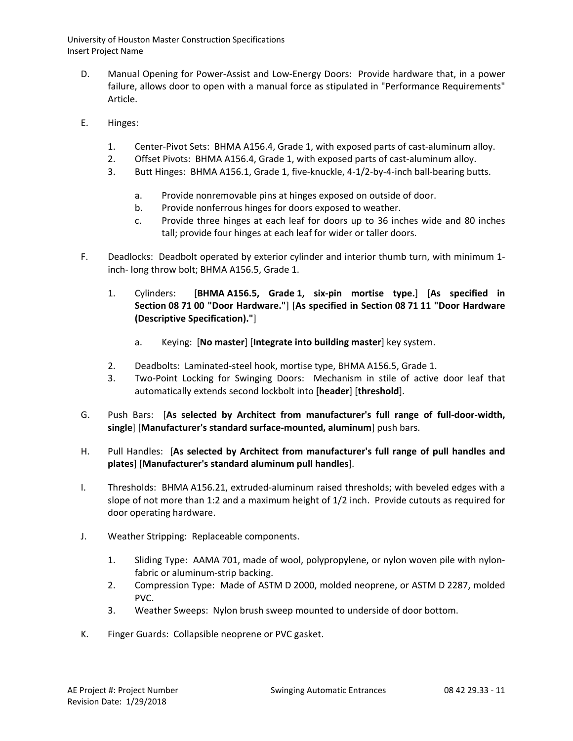D. Manual Opening for Power-Assist and Low-Energy Doors: Provide hardware that, in a power failure, allows door to open with a manual force as stipulated in "Performance Requirements" Article.

E. Hinges:

1. Center-Pivot Sets: BHMA A156.4, Grade 1, with exposed parts of cast-aluminum alloy.
2. Offset Pivots: BHMA A156.4, Grade 1, with exposed parts of cast-aluminum alloy.
3. Butt Hinges: BHMA A156.1, Grade 1, five-knuckle, 4-1/2-by-4-inch ball-bearing butts.

    a. Provide nonremovable pins at hinges exposed on outside of door.
    b. Provide nonferrous hinges for doors exposed to weather.
    c. Provide three hinges at each leaf for doors up to 36 inches wide and 80 inches tall; provide four hinges at each leaf for wider or taller doors.

F. Deadlocks: Deadbolt operated by exterior cylinder and interior thumb turn, with minimum 1-inch- long throw bolt; BHMA A156.5, Grade 1.

1. Cylinders: [**BHMA A156.5, Grade 1, six-pin mortise type.**] [**As specified in Section 08 71 00 "Door Hardware."**] [**As specified in Section 08 71 11 "Door Hardware (Descriptive Specification)."**]

    a. Keying: [**No master**] [**Integrate into building master**] key system.

2. Deadbolts: Laminated-steel hook, mortise type, BHMA A156.5, Grade 1.
3. Two-Point Locking for Swinging Doors: Mechanism in stile of active door leaf that automatically extends second lockbolt into [**header**] [**threshold**].

G. Push Bars: [**As selected by Architect from manufacturer's full range of full-door-width, single**] [**Manufacturer's standard surface-mounted, aluminum**] push bars.

H. Pull Handles: [**As selected by Architect from manufacturer's full range of pull handles and plates**] [**Manufacturer's standard aluminum pull handles**].

I. Thresholds: BHMA A156.21, extruded-aluminum raised thresholds; with beveled edges with a slope of not more than 1:2 and a maximum height of 1/2 inch. Provide cutouts as required for door operating hardware.

J. Weather Stripping: Replaceable components.

1. Sliding Type: AAMA 701, made of wool, polypropylene, or nylon woven pile with nylon-fabric or aluminum-strip backing.
2. Compression Type: Made of ASTM D 2000, molded neoprene, or ASTM D 2287, molded PVC.
3. Weather Sweeps: Nylon brush sweep mounted to underside of door bottom.

K. Finger Guards: Collapsible neoprene or PVC gasket.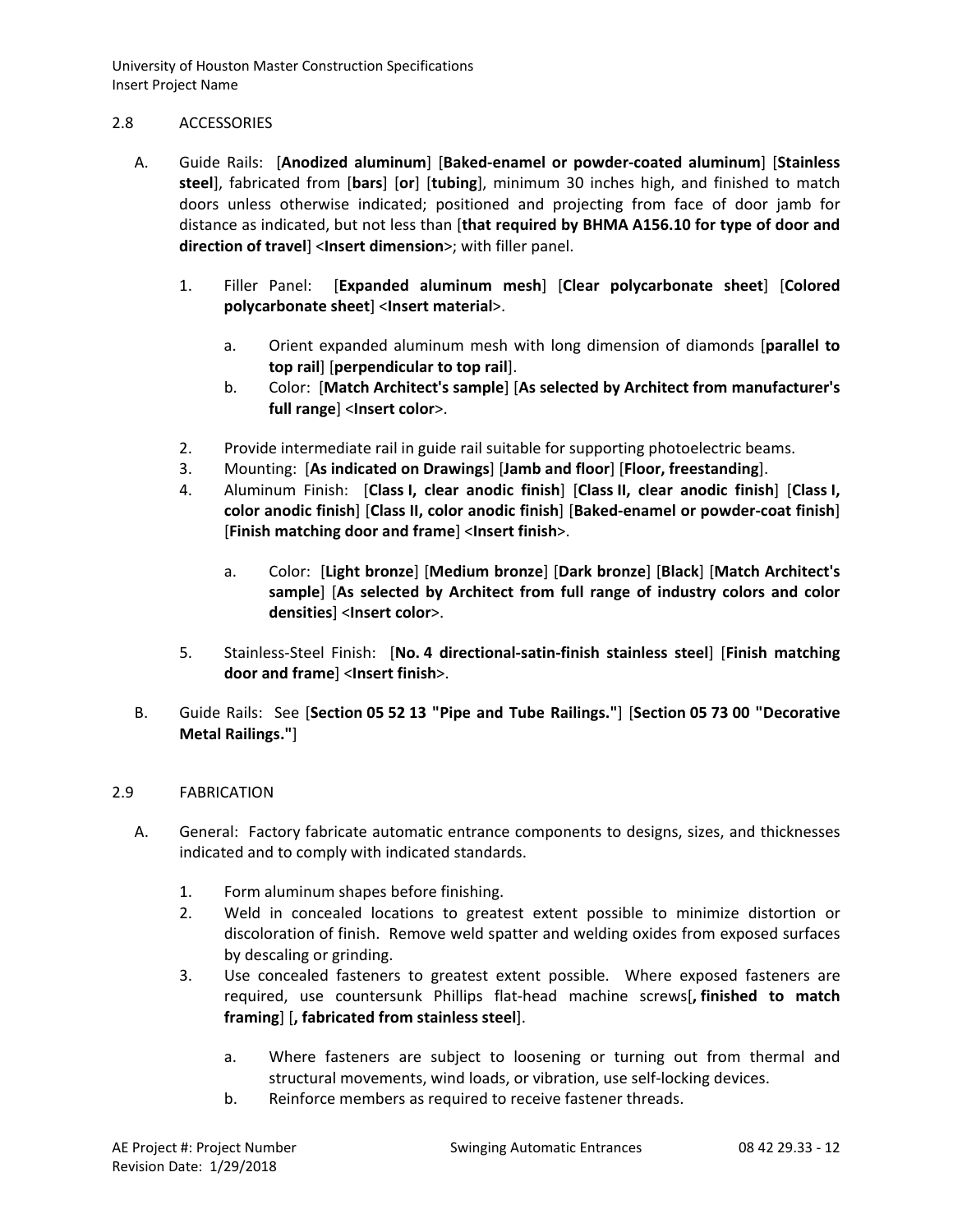## 2.8 ACCESSORIES

A. Guide Rails: [**Anodized aluminum**] [**Baked-enamel or powder-coated aluminum**] [**Stainless steel**], fabricated from [**bars**] [**or**] [**tubing**], minimum 30 inches high, and finished to match doors unless otherwise indicated; positioned and projecting from face of door jamb for distance as indicated, but not less than [**that required by BHMA A156.10 for type of door and direction of travel**] <**Insert dimension**>; with filler panel.

   1. Filler Panel: [**Expanded aluminum mesh**] [**Clear polycarbonate sheet**] [**Colored polycarbonate sheet**] <**Insert material**>.

      a. Orient expanded aluminum mesh with long dimension of diamonds [**parallel to top rail**] [**perpendicular to top rail**].

      b. Color: [**Match Architect's sample**] [**As selected by Architect from manufacturer's full range**] <**Insert color**>.

   2. Provide intermediate rail in guide rail suitable for supporting photoelectric beams.

   3. Mounting: [**As indicated on Drawings**] [**Jamb and floor**] [**Floor, freestanding**].

   4. Aluminum Finish: [**Class I, clear anodic finish**] [**Class II, clear anodic finish**] [**Class I, color anodic finish**] [**Class II, color anodic finish**] [**Baked-enamel or powder-coat finish**] [**Finish matching door and frame**] <**Insert finish**>.

      a. Color: [**Light bronze**] [**Medium bronze**] [**Dark bronze**] [**Black**] [**Match Architect's sample**] [**As selected by Architect from full range of industry colors and color densities**] <**Insert color**>.

   5. Stainless-Steel Finish: [**No. 4 directional-satin-finish stainless steel**] [**Finish matching door and frame**] <**Insert finish**>.

B. Guide Rails: See [**Section 05 52 13 "Pipe and Tube Railings."**] [**Section 05 73 00 "Decorative Metal Railings."**]

## 2.9 FABRICATION

A. General: Factory fabricate automatic entrance components to designs, sizes, and thicknesses indicated and to comply with indicated standards.

   1. Form aluminum shapes before finishing.

   2. Weld in concealed locations to greatest extent possible to minimize distortion or discoloration of finish. Remove weld spatter and welding oxides from exposed surfaces by descaling or grinding.

   3. Use concealed fasteners to greatest extent possible. Where exposed fasteners are required, use countersunk Phillips flat-head machine screws[**, finished to match framing**] [**, fabricated from stainless steel**].

      a. Where fasteners are subject to loosening or turning out from thermal and structural movements, wind loads, or vibration, use self-locking devices.

      b. Reinforce members as required to receive fastener threads.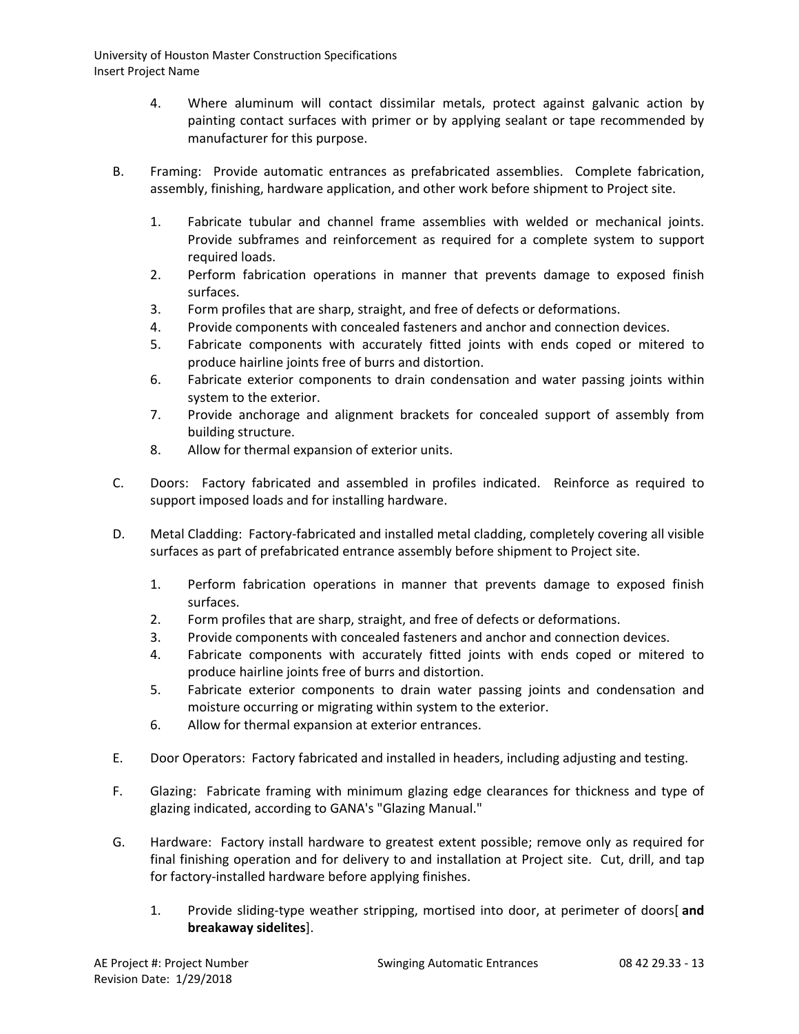4. Where aluminum will contact dissimilar metals, protect against galvanic action by painting contact surfaces with primer or by applying sealant or tape recommended by manufacturer for this purpose.

B. Framing: Provide automatic entrances as prefabricated assemblies. Complete fabrication, assembly, finishing, hardware application, and other work before shipment to Project site.

1. Fabricate tubular and channel frame assemblies with welded or mechanical joints. Provide subframes and reinforcement as required for a complete system to support required loads.
2. Perform fabrication operations in manner that prevents damage to exposed finish surfaces.
3. Form profiles that are sharp, straight, and free of defects or deformations.
4. Provide components with concealed fasteners and anchor and connection devices.
5. Fabricate components with accurately fitted joints with ends coped or mitered to produce hairline joints free of burrs and distortion.
6. Fabricate exterior components to drain condensation and water passing joints within system to the exterior.
7. Provide anchorage and alignment brackets for concealed support of assembly from building structure.
8. Allow for thermal expansion of exterior units.

C. Doors: Factory fabricated and assembled in profiles indicated. Reinforce as required to support imposed loads and for installing hardware.

D. Metal Cladding: Factory-fabricated and installed metal cladding, completely covering all visible surfaces as part of prefabricated entrance assembly before shipment to Project site.

1. Perform fabrication operations in manner that prevents damage to exposed finish surfaces.
2. Form profiles that are sharp, straight, and free of defects or deformations.
3. Provide components with concealed fasteners and anchor and connection devices.
4. Fabricate components with accurately fitted joints with ends coped or mitered to produce hairline joints free of burrs and distortion.
5. Fabricate exterior components to drain water passing joints and condensation and moisture occurring or migrating within system to the exterior.
6. Allow for thermal expansion at exterior entrances.

E. Door Operators: Factory fabricated and installed in headers, including adjusting and testing.

F. Glazing: Fabricate framing with minimum glazing edge clearances for thickness and type of glazing indicated, according to GANA's "Glazing Manual."

G. Hardware: Factory install hardware to greatest extent possible; remove only as required for final finishing operation and for delivery to and installation at Project site. Cut, drill, and tap for factory-installed hardware before applying finishes.

1. Provide sliding-type weather stripping, mortised into door, at perimeter of doors[ **and breakaway sidelites**].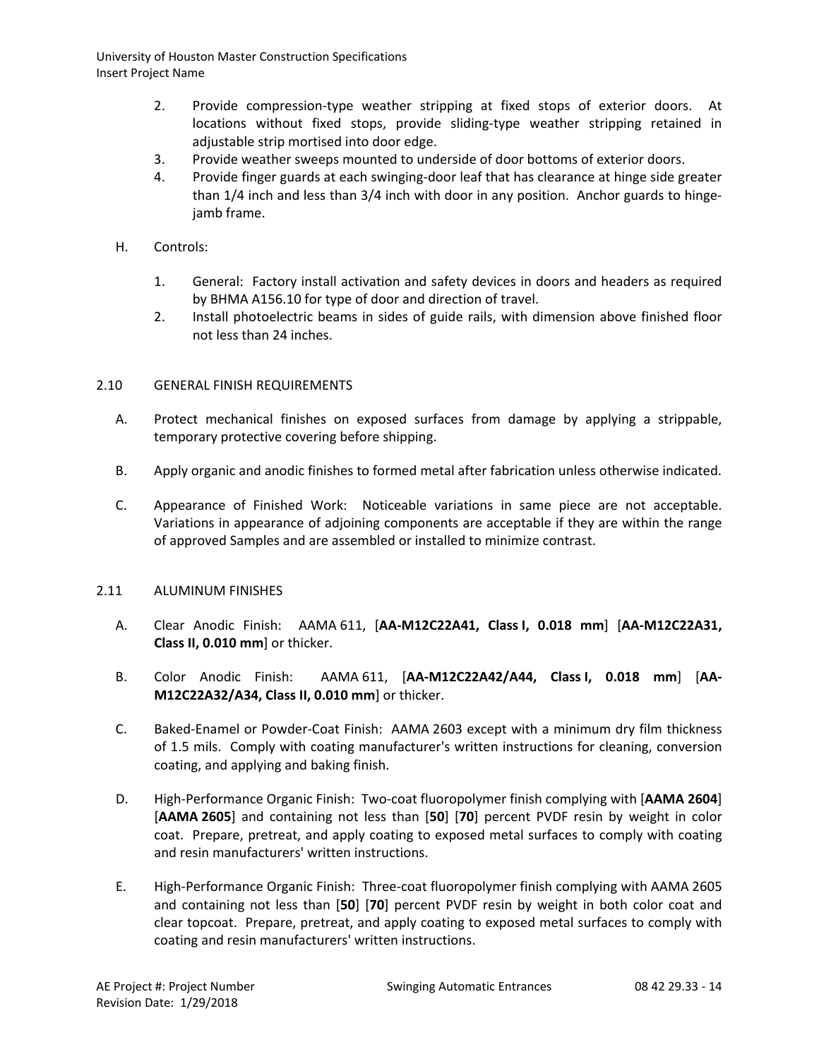2. Provide compression-type weather stripping at fixed stops of exterior doors. At locations without fixed stops, provide sliding-type weather stripping retained in adjustable strip mortised into door edge.
3. Provide weather sweeps mounted to underside of door bottoms of exterior doors.
4. Provide finger guards at each swinging-door leaf that has clearance at hinge side greater than 1/4 inch and less than 3/4 inch with door in any position. Anchor guards to hinge-jamb frame.

H. Controls:

1. General: Factory install activation and safety devices in doors and headers as required by BHMA A156.10 for type of door and direction of travel.
2. Install photoelectric beams in sides of guide rails, with dimension above finished floor not less than 24 inches.

## 2.10 GENERAL FINISH REQUIREMENTS

A. Protect mechanical finishes on exposed surfaces from damage by applying a strippable, temporary protective covering before shipping.

B. Apply organic and anodic finishes to formed metal after fabrication unless otherwise indicated.

C. Appearance of Finished Work: Noticeable variations in same piece are not acceptable. Variations in appearance of adjoining components are acceptable if they are within the range of approved Samples and are assembled or installed to minimize contrast.

## 2.11 ALUMINUM FINISHES

A. Clear Anodic Finish: AAMA 611, [**AA-M12C22A41, Class I, 0.018 mm**] [**AA-M12C22A31, Class II, 0.010 mm**] or thicker.

B. Color Anodic Finish: AAMA 611, [**AA-M12C22A42/A44, Class I, 0.018 mm**] [**AA-M12C22A32/A34, Class II, 0.010 mm**] or thicker.

C. Baked-Enamel or Powder-Coat Finish: AAMA 2603 except with a minimum dry film thickness of 1.5 mils. Comply with coating manufacturer's written instructions for cleaning, conversion coating, and applying and baking finish.

D. High-Performance Organic Finish: Two-coat fluoropolymer finish complying with [**AAMA 2604**] [**AAMA 2605**] and containing not less than [**50**] [**70**] percent PVDF resin by weight in color coat. Prepare, pretreat, and apply coating to exposed metal surfaces to comply with coating and resin manufacturers' written instructions.

E. High-Performance Organic Finish: Three-coat fluoropolymer finish complying with AAMA 2605 and containing not less than [**50**] [**70**] percent PVDF resin by weight in both color coat and clear topcoat. Prepare, pretreat, and apply coating to exposed metal surfaces to comply with coating and resin manufacturers' written instructions.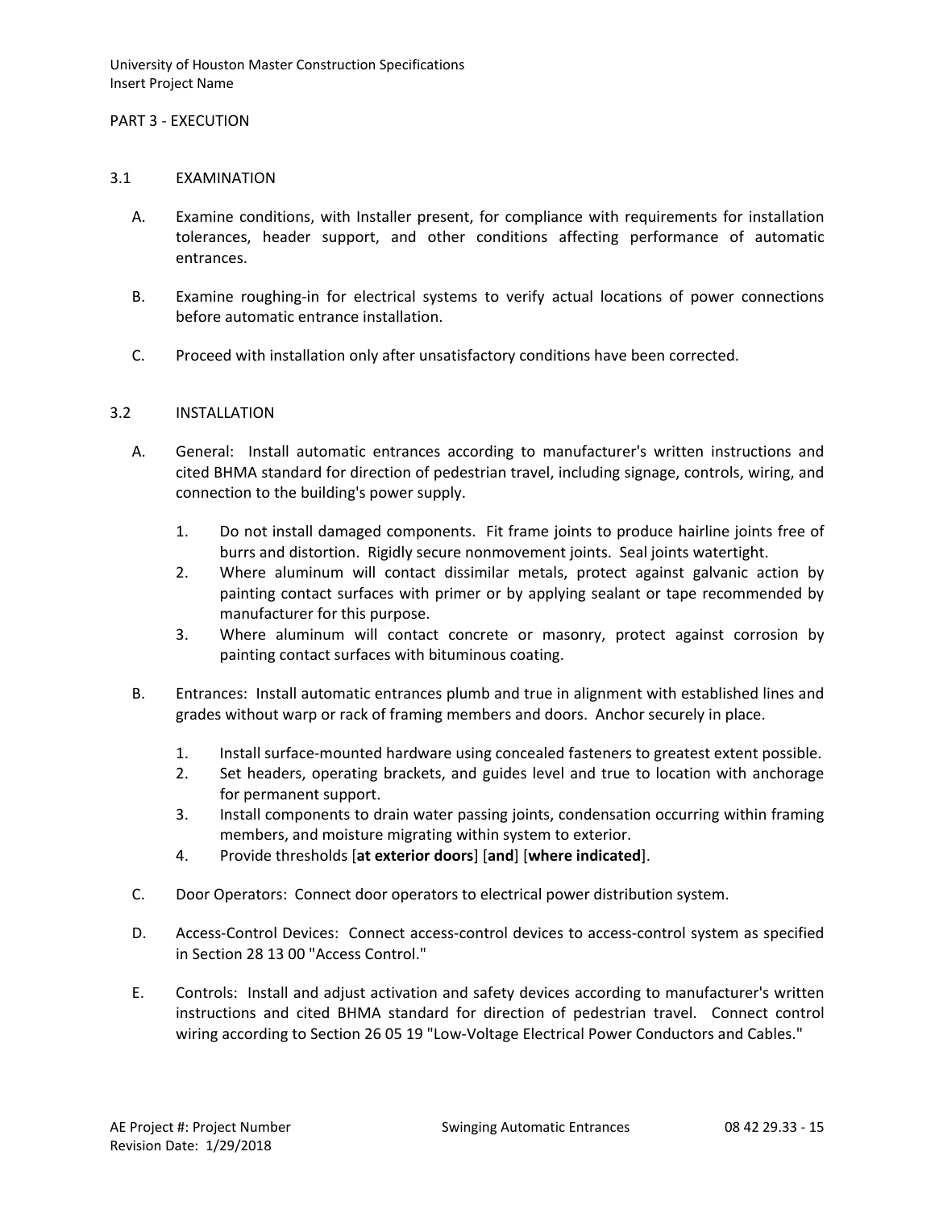## PART 3 - EXECUTION

### 3.1 EXAMINATION

A. Examine conditions, with Installer present, for compliance with requirements for installation tolerances, header support, and other conditions affecting performance of automatic entrances.

B. Examine roughing-in for electrical systems to verify actual locations of power connections before automatic entrance installation.

C. Proceed with installation only after unsatisfactory conditions have been corrected.

### 3.2 INSTALLATION

A. General: Install automatic entrances according to manufacturer's written instructions and cited BHMA standard for direction of pedestrian travel, including signage, controls, wiring, and connection to the building's power supply.

1. Do not install damaged components. Fit frame joints to produce hairline joints free of burrs and distortion. Rigidly secure nonmovement joints. Seal joints watertight.
2. Where aluminum will contact dissimilar metals, protect against galvanic action by painting contact surfaces with primer or by applying sealant or tape recommended by manufacturer for this purpose.
3. Where aluminum will contact concrete or masonry, protect against corrosion by painting contact surfaces with bituminous coating.

B. Entrances: Install automatic entrances plumb and true in alignment with established lines and grades without warp or rack of framing members and doors. Anchor securely in place.

1. Install surface-mounted hardware using concealed fasteners to greatest extent possible.
2. Set headers, operating brackets, and guides level and true to location with anchorage for permanent support.
3. Install components to drain water passing joints, condensation occurring within framing members, and moisture migrating within system to exterior.
4. Provide thresholds [**at exterior doors**] [**and**] [**where indicated**].

C. Door Operators: Connect door operators to electrical power distribution system.

D. Access-Control Devices: Connect access-control devices to access-control system as specified in Section 28 13 00 "Access Control."

E. Controls: Install and adjust activation and safety devices according to manufacturer's written instructions and cited BHMA standard for direction of pedestrian travel. Connect control wiring according to Section 26 05 19 "Low-Voltage Electrical Power Conductors and Cables."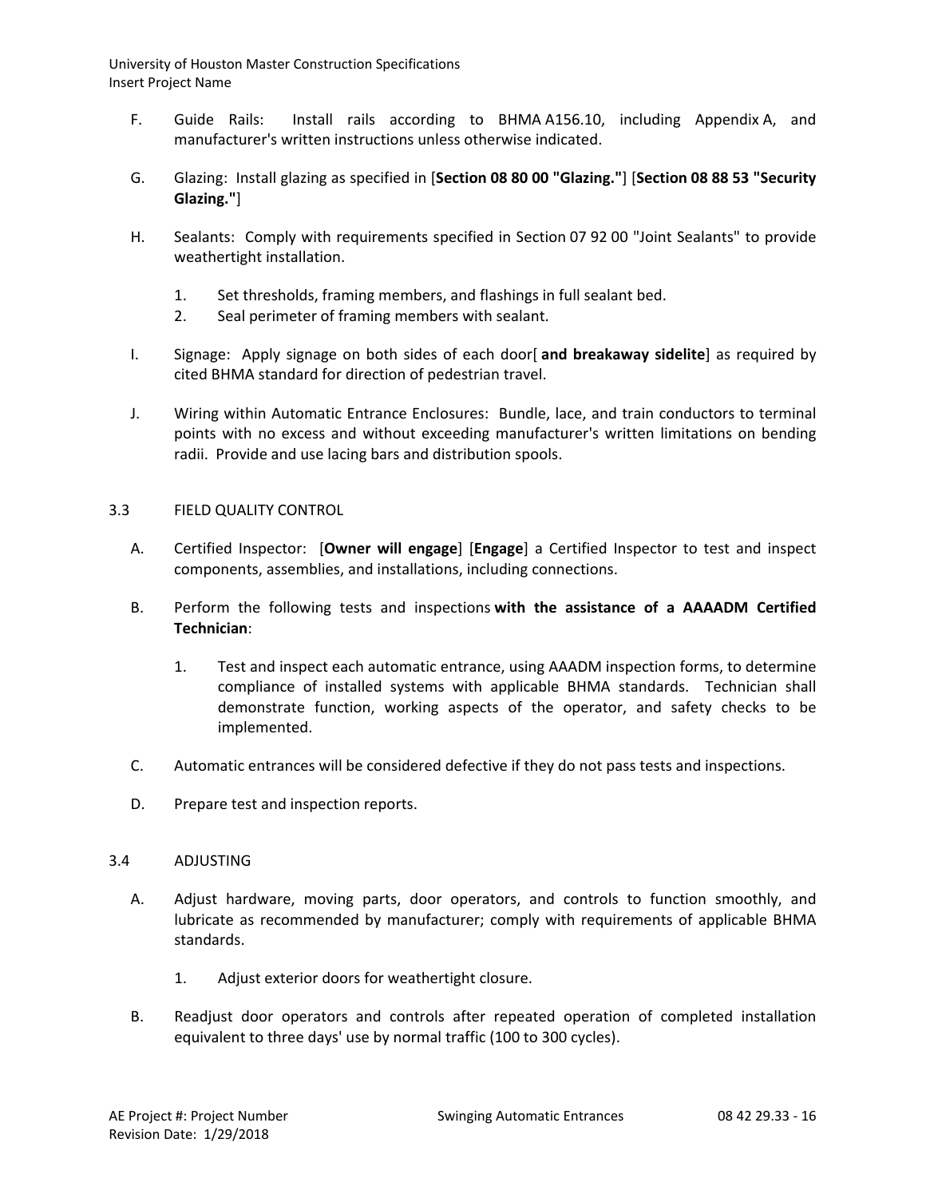F. Guide Rails: Install rails according to BHMA A156.10, including Appendix A, and manufacturer's written instructions unless otherwise indicated.

G. Glazing: Install glazing as specified in [**Section 08 80 00 "Glazing."**] [**Section 08 88 53 "Security Glazing."**]

H. Sealants: Comply with requirements specified in Section 07 92 00 "Joint Sealants" to provide weathertight installation.

1. Set thresholds, framing members, and flashings in full sealant bed.
2. Seal perimeter of framing members with sealant.

I. Signage: Apply signage on both sides of each door[ **and breakaway sidelite**] as required by cited BHMA standard for direction of pedestrian travel.

J. Wiring within Automatic Entrance Enclosures: Bundle, lace, and train conductors to terminal points with no excess and without exceeding manufacturer's written limitations on bending radii. Provide and use lacing bars and distribution spools.

## 3.3 FIELD QUALITY CONTROL

A. Certified Inspector: [**Owner will engage**] [**Engage**] a Certified Inspector to test and inspect components, assemblies, and installations, including connections.

B. Perform the following tests and inspections **with the assistance of a AAAADM Certified Technician**:

1. Test and inspect each automatic entrance, using AAADM inspection forms, to determine compliance of installed systems with applicable BHMA standards. Technician shall demonstrate function, working aspects of the operator, and safety checks to be implemented.

C. Automatic entrances will be considered defective if they do not pass tests and inspections.

D. Prepare test and inspection reports.

## 3.4 ADJUSTING

A. Adjust hardware, moving parts, door operators, and controls to function smoothly, and lubricate as recommended by manufacturer; comply with requirements of applicable BHMA standards.

1. Adjust exterior doors for weathertight closure.

B. Readjust door operators and controls after repeated operation of completed installation equivalent to three days' use by normal traffic (100 to 300 cycles).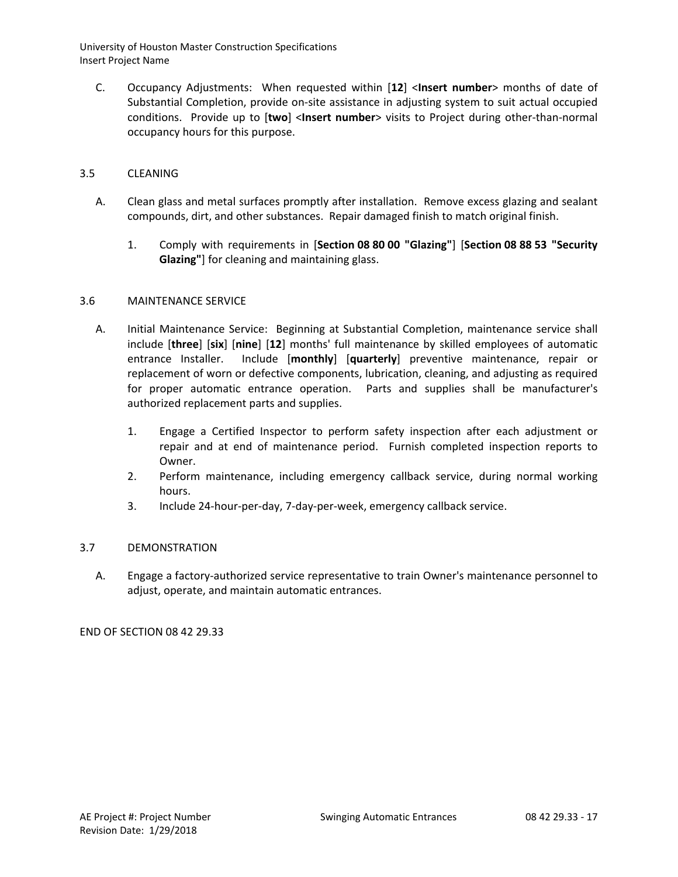C. Occupancy Adjustments: When requested within [**12**] <**Insert number**> months of date of Substantial Completion, provide on-site assistance in adjusting system to suit actual occupied conditions. Provide up to [**two**] <**Insert number**> visits to Project during other-than-normal occupancy hours for this purpose.

## 3.5 CLEANING

A. Clean glass and metal surfaces promptly after installation. Remove excess glazing and sealant compounds, dirt, and other substances. Repair damaged finish to match original finish.

1. Comply with requirements in [**Section 08 80 00 "Glazing"**] [**Section 08 88 53 "Security Glazing"**] for cleaning and maintaining glass.

## 3.6 MAINTENANCE SERVICE

A. Initial Maintenance Service: Beginning at Substantial Completion, maintenance service shall include [**three**] [**six**] [**nine**] [**12**] months' full maintenance by skilled employees of automatic entrance Installer. Include [**monthly**] [**quarterly**] preventive maintenance, repair or replacement of worn or defective components, lubrication, cleaning, and adjusting as required for proper automatic entrance operation. Parts and supplies shall be manufacturer's authorized replacement parts and supplies.

1. Engage a Certified Inspector to perform safety inspection after each adjustment or repair and at end of maintenance period. Furnish completed inspection reports to Owner.
2. Perform maintenance, including emergency callback service, during normal working hours.
3. Include 24-hour-per-day, 7-day-per-week, emergency callback service.

## 3.7 DEMONSTRATION

A. Engage a factory-authorized service representative to train Owner's maintenance personnel to adjust, operate, and maintain automatic entrances.

END OF SECTION 08 42 29.33